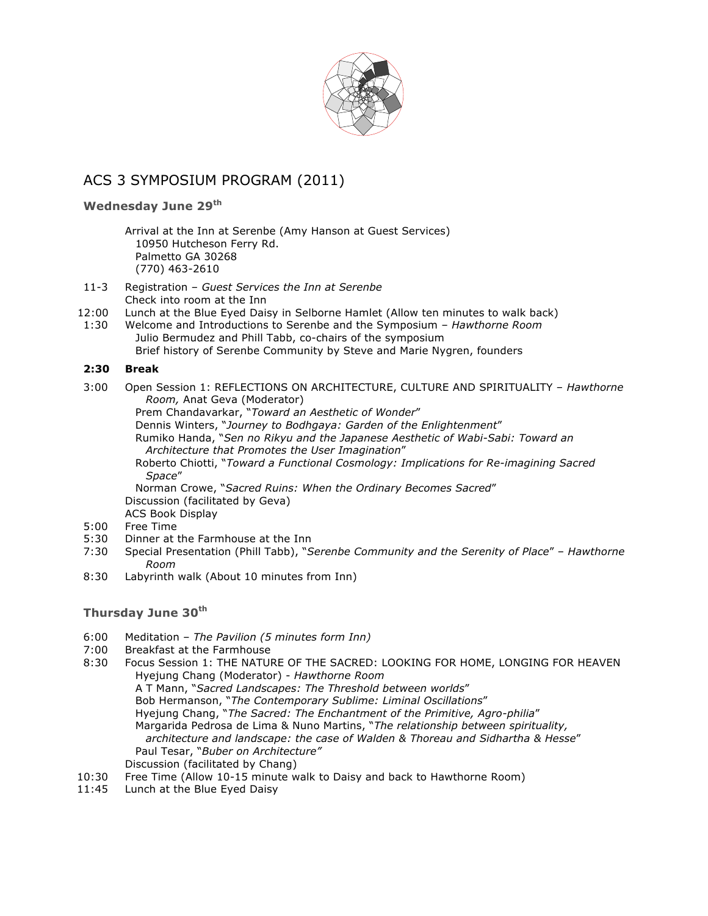# ACS 3 SYMPOSIUM PROGRAM (2011)

## Wednesday June 29th

Arrival at the Inn at Serenbe (Amy Hanson at Guest Services)
10950 Hutcheson Ferry Rd.
Palmetto GA 30268
(770) 463-2610

11-3 Registration – *Guest Services the Inn at Serenbe*
Check into room at the Inn

12:00 Lunch at the Blue Eyed Daisy in Selborne Hamlet (Allow ten minutes to walk back)

1:30 Welcome and Introductions to Serenbe and the Symposium – *Hawthorne Room*
Julio Bermudez and Phill Tabb, co-chairs of the symposium
Brief history of Serenbe Community by Steve and Marie Nygren, founders

**2:30 Break**

3:00 Open Session 1: REFLECTIONS ON ARCHITECTURE, CULTURE AND SPIRITUALITY – *Hawthorne Room,* Anat Geva (Moderator)
Prem Chandavarkar, "*Toward an Aesthetic of Wonder*"
Dennis Winters, "*Journey to Bodhgaya: Garden of the Enlightenment*"
Rumiko Handa, "*Sen no Rikyu and the Japanese Aesthetic of Wabi-Sabi: Toward an Architecture that Promotes the User Imagination*"
Roberto Chiotti, "*Toward a Functional Cosmology: Implications for Re-imagining Sacred Space*"
Norman Crowe, "*Sacred Ruins: When the Ordinary Becomes Sacred*"
Discussion (facilitated by Geva)
ACS Book Display

5:00 Free Time

5:30 Dinner at the Farmhouse at the Inn

7:30 Special Presentation (Phill Tabb), "*Serenbe Community and the Serenity of Place*" – *Hawthorne Room*

8:30 Labyrinth walk (About 10 minutes from Inn)

## Thursday June 30th

6:00 Meditation – *The Pavilion (5 minutes form Inn)*

7:00 Breakfast at the Farmhouse

8:30 Focus Session 1: THE NATURE OF THE SACRED: LOOKING FOR HOME, LONGING FOR HEAVEN
Hyejung Chang (Moderator) - *Hawthorne Room*
A T Mann, "*Sacred Landscapes: The Threshold between worlds*"
Bob Hermanson, "*The Contemporary Sublime: Liminal Oscillations*"
Hyejung Chang, "*The Sacred: The Enchantment of the Primitive, Agro-philia*"
Margarida Pedrosa de Lima & Nuno Martins, "*The relationship between spirituality, architecture and landscape: the case of Walden & Thoreau and Sidhartha & Hesse*"
Paul Tesar, "*Buber on Architecture"*
Discussion (facilitated by Chang)

10:30 Free Time (Allow 10-15 minute walk to Daisy and back to Hawthorne Room)

11:45 Lunch at the Blue Eyed Daisy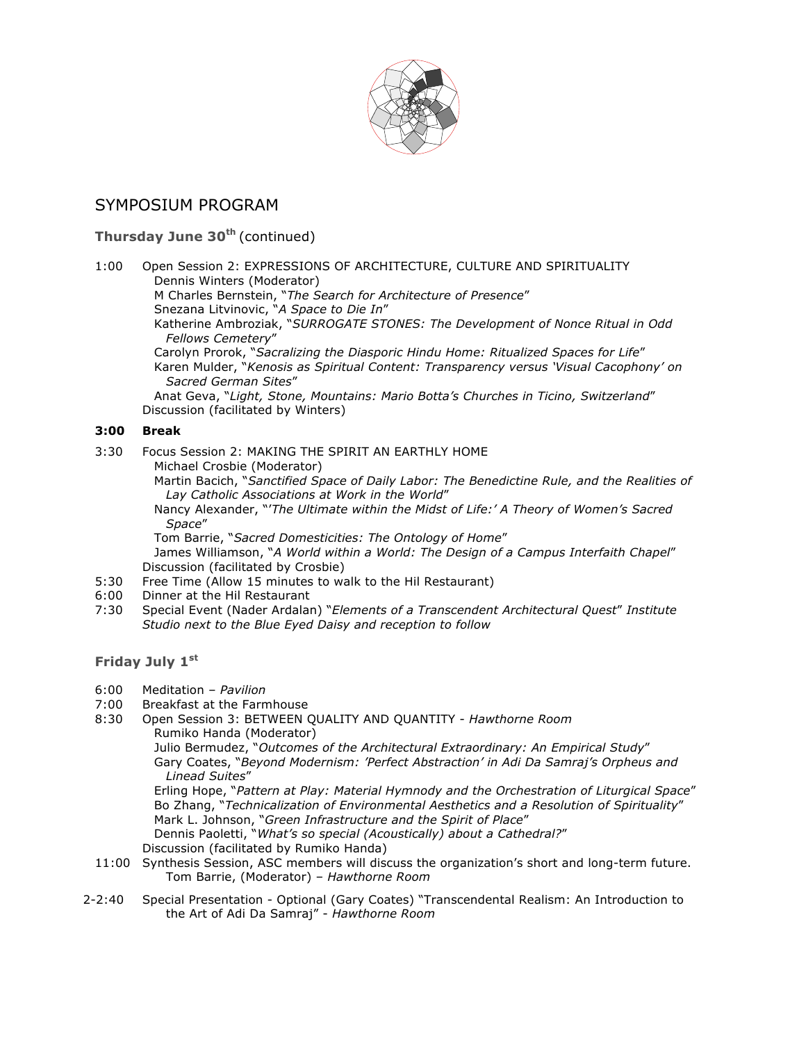## SYMPOSIUM PROGRAM

### **Thursday June 30th** (continued)

1:00 Open Session 2: EXPRESSIONS OF ARCHITECTURE, CULTURE AND SPIRITUALITY
- Dennis Winters (Moderator)
- M Charles Bernstein, "*The Search for Architecture of Presence*"
- Snezana Litvinovic, "*A Space to Die In*"
- Katherine Ambroziak, "*SURROGATE STONES: The Development of Nonce Ritual in Odd Fellows Cemetery*"
- Carolyn Prorok, "*Sacralizing the Diasporic Hindu Home: Ritualized Spaces for Life*"
- Karen Mulder, "*Kenosis as Spiritual Content: Transparency versus 'Visual Cacophony' on Sacred German Sites*"
- Anat Geva, "*Light, Stone, Mountains: Mario Botta's Churches in Ticino, Switzerland*"

Discussion (facilitated by Winters)

**3:00 Break**

3:30 Focus Session 2: MAKING THE SPIRIT AN EARTHLY HOME
- Michael Crosbie (Moderator)
- Martin Bacich, "*Sanctified Space of Daily Labor: The Benedictine Rule, and the Realities of Lay Catholic Associations at Work in the World*"
- Nancy Alexander, "*'The Ultimate within the Midst of Life:' A Theory of Women's Sacred Space*"
- Tom Barrie, "*Sacred Domesticities: The Ontology of Home*"
- James Williamson, "*A World within a World: The Design of a Campus Interfaith Chapel*"

Discussion (facilitated by Crosbie)

5:30 Free Time (Allow 15 minutes to walk to the Hil Restaurant)

6:00 Dinner at the Hil Restaurant

7:30 Special Event (Nader Ardalan) "*Elements of a Transcendent Architectural Quest*" *Institute Studio next to the Blue Eyed Daisy and reception to follow*

### **Friday July 1st**

6:00 Meditation – *Pavilion*

7:00 Breakfast at the Farmhouse

8:30 Open Session 3: BETWEEN QUALITY AND QUANTITY - *Hawthorne Room*
- Rumiko Handa (Moderator)
- Julio Bermudez, "*Outcomes of the Architectural Extraordinary: An Empirical Study*"
- Gary Coates, "*Beyond Modernism: 'Perfect Abstraction' in Adi Da Samraj's Orpheus and Linead Suites*"
- Erling Hope, "*Pattern at Play: Material Hymnody and the Orchestration of Liturgical Space*"
- Bo Zhang, "*Technicalization of Environmental Aesthetics and a Resolution of Spirituality*"
- Mark L. Johnson, "*Green Infrastructure and the Spirit of Place*"
- Dennis Paoletti, "*What's so special (Acoustically) about a Cathedral?*"

Discussion (facilitated by Rumiko Handa)

11:00 Synthesis Session, ASC members will discuss the organization's short and long-term future. Tom Barrie, (Moderator) – *Hawthorne Room*

2-2:40 Special Presentation - Optional (Gary Coates) "Transcendental Realism: An Introduction to the Art of Adi Da Samraj" - *Hawthorne Room*